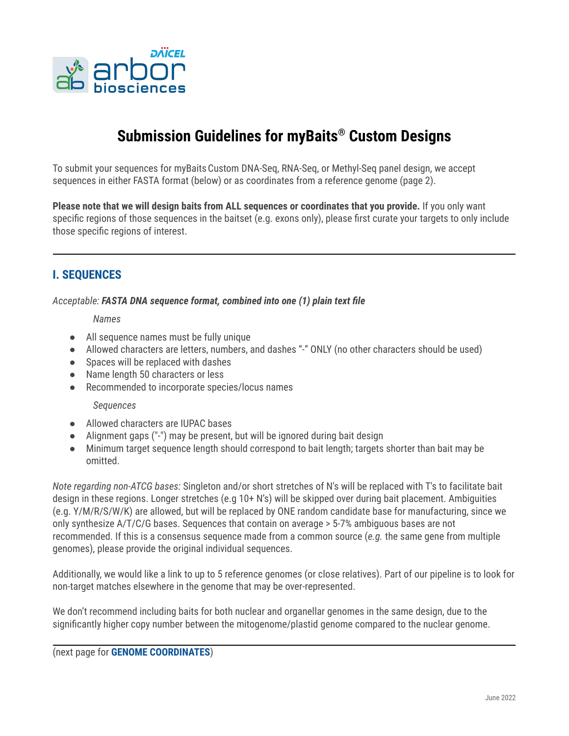# Submission Guidelines for myBaits® Custom Designs

To submit your sequences for myBaits Custom DNA-Seq, RNA-Seq, or Methyl-Seq panel design, we accept sequences in either FASTA format (below) or as coordinates from a reference genome (page 2).

**Please note that we will design baits from ALL sequences or coordinates that you provide.** If you only want specific regions of those sequences in the baitset (e.g. exons only), please first curate your targets to only include those specific regions of interest.

---

## I. SEQUENCES

*Acceptable:* ***FASTA DNA sequence format, combined into one (1) plain text file***

*Names*

- All sequence names must be fully unique
- Allowed characters are letters, numbers, and dashes "-" ONLY (no other characters should be used)
- Spaces will be replaced with dashes
- Name length 50 characters or less
- Recommended to incorporate species/locus names

*Sequences*

- Allowed characters are IUPAC bases
- Alignment gaps ("-") may be present, but will be ignored during bait design
- Minimum target sequence length should correspond to bait length; targets shorter than bait may be omitted.

*Note regarding non-ATCG bases:* Singleton and/or short stretches of N's will be replaced with T's to facilitate bait design in these regions. Longer stretches (e.g 10+ N's) will be skipped over during bait placement. Ambiguities (e.g. Y/M/R/S/W/K) are allowed, but will be replaced by ONE random candidate base for manufacturing, since we only synthesize A/T/C/G bases. Sequences that contain on average > 5-7% ambiguous bases are not recommended. If this is a consensus sequence made from a common source (*e.g.* the same gene from multiple genomes), please provide the original individual sequences.

Additionally, we would like a link to up to 5 reference genomes (or close relatives). Part of our pipeline is to look for non-target matches elsewhere in the genome that may be over-represented.

We don't recommend including baits for both nuclear and organellar genomes in the same design, due to the significantly higher copy number between the mitogenome/plastid genome compared to the nuclear genome.

---

(next page for **GENOME COORDINATES**)

June 2022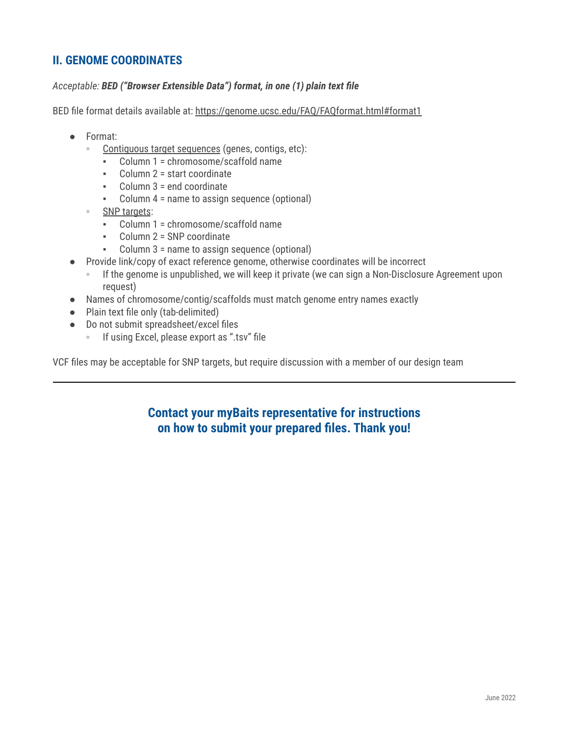## II. GENOME COORDINATES

*Acceptable:* ***BED ("Browser Extensible Data") format, in one (1) plain text file***

BED file format details available at: https://genome.ucsc.edu/FAQ/FAQformat.html#format1

- Format:
  - Contiguous target sequences (genes, contigs, etc):
    - Column 1 = chromosome/scaffold name
    - Column 2 = start coordinate
    - Column 3 = end coordinate
    - Column 4 = name to assign sequence (optional)
  - SNP targets:
    - Column 1 = chromosome/scaffold name
    - Column 2 = SNP coordinate
    - Column 3 = name to assign sequence (optional)
- Provide link/copy of exact reference genome, otherwise coordinates will be incorrect
  - If the genome is unpublished, we will keep it private (we can sign a Non-Disclosure Agreement upon request)
- Names of chromosome/contig/scaffolds must match genome entry names exactly
- Plain text file only (tab-delimited)
- Do not submit spreadsheet/excel files
  - If using Excel, please export as ".tsv" file

VCF files may be acceptable for SNP targets, but require discussion with a member of our design team

---

**Contact your myBaits representative for instructions on how to submit your prepared files. Thank you!**

June 2022